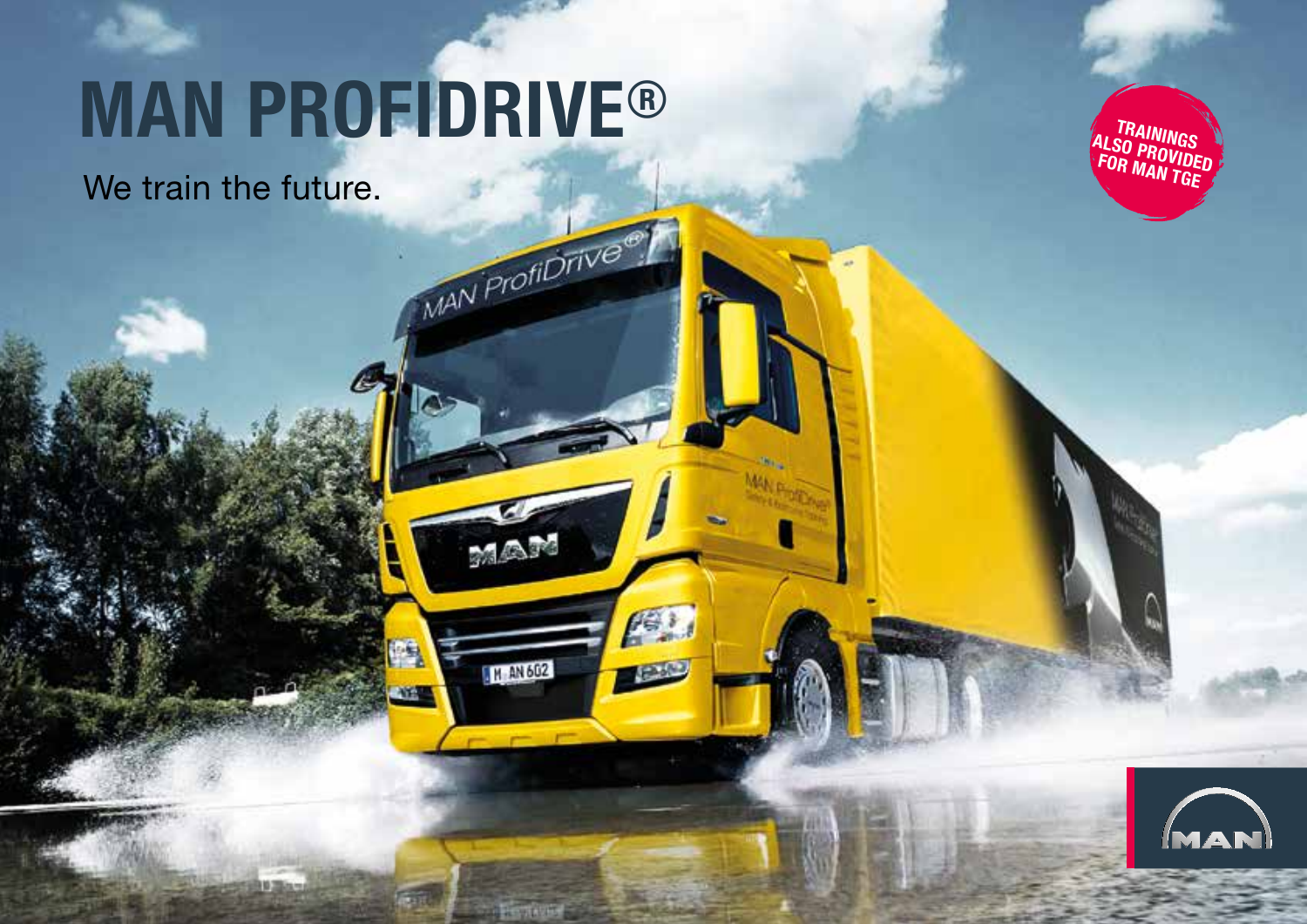# MAN PROFIDRIVE®

We train the future.

TRAININGS ALSO PROVIDED FOR MAN TGE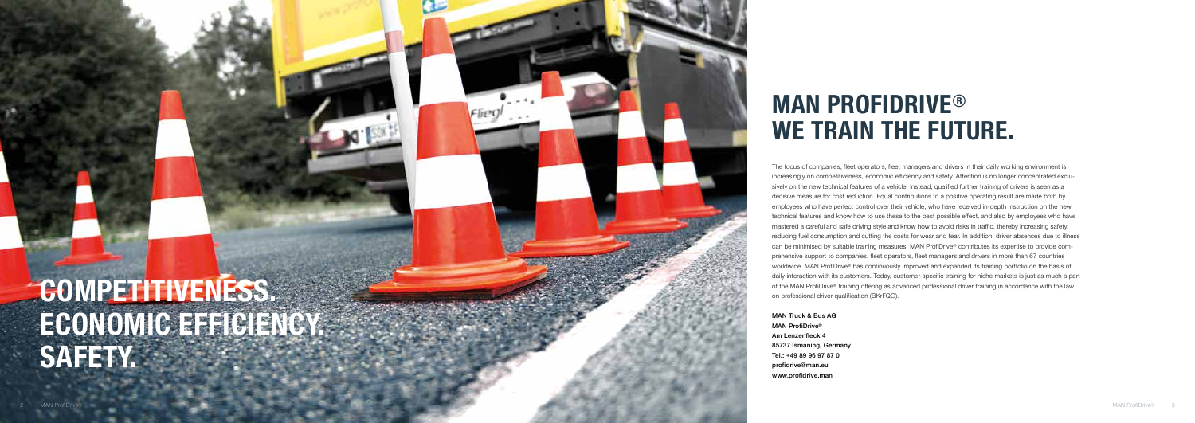# COMPETITIVENESS. ECONOMIC EFFICIENCY. SAFETY.

# MAN PROFIDRIVE® WE TRAIN THE FUTURE.

The focus of companies, fleet operators, fleet managers and drivers in their daily working environment is increasingly on competitiveness, economic efficiency and safety. Attention is no longer concentrated exclusively on the new technical features of a vehicle. Instead, qualified further training of drivers is seen as a decisive measure for cost reduction. Equal contributions to a positive operating result are made both by employees who have perfect control over their vehicle, who have received in-depth instruction on the new technical features and know how to use these to the best possible effect, and also by employees who have mastered a careful and safe driving style and know how to avoid risks in traffic, thereby increasing safety, reducing fuel consumption and cutting the costs for wear and tear. In addition, driver absences due to illness can be minimised by suitable training measures. MAN ProfiDrive® contributes its expertise to provide comprehensive support to companies, fleet operators, fleet managers and drivers in more than 67 countries worldwide. MAN ProfiDrive® has continuously improved and expanded its training portfolio on the basis of daily interaction with its customers. Today, customer-specific training for niche markets is just as much a part of the MAN ProfiDrive® training offering as advanced professional driver training in accordance with the law on professional driver qualification (BKrFQG).

**MAN Truck & Bus AG**
**MAN ProfiDrive®**
**Am Lenzenfleck 4**
**85737 Ismaning, Germany**
**Tel.: +49 89 96 97 87 0**
**profidrive@man.eu**
**www.profidrive.man**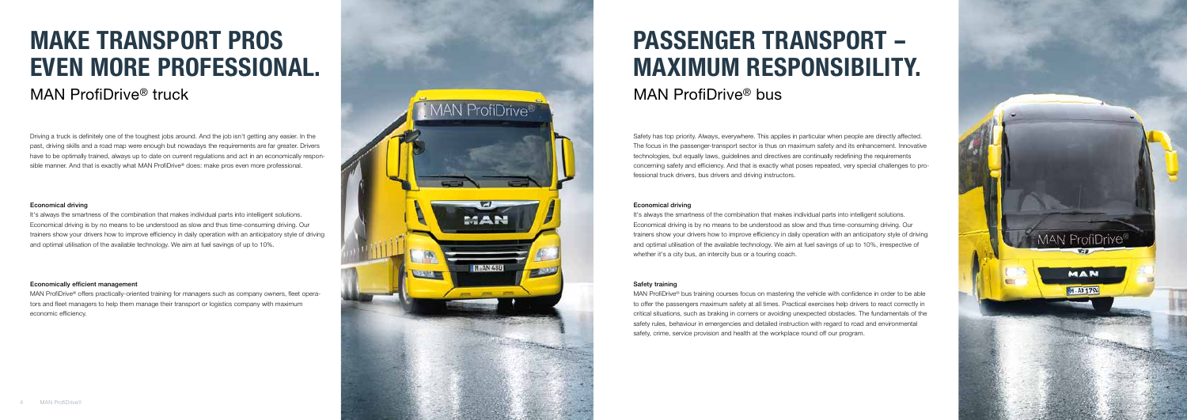# MAKE TRANSPORT PROS EVEN MORE PROFESSIONAL.

## MAN ProfiDrive® truck

Driving a truck is definitely one of the toughest jobs around. And the job isn't getting any easier. In the past, driving skills and a road map were enough but nowadays the requirements are far greater. Drivers have to be optimally trained, always up to date on current regulations and act in an economically responsible manner. And that is exactly what MAN ProfiDrive® does: make pros even more professional.

**Economical driving**

It's always the smartness of the combination that makes individual parts into intelligent solutions. Economical driving is by no means to be understood as slow and thus time-consuming driving. Our trainers show your drivers how to improve efficiency in daily operation with an anticipatory style of driving and optimal utilisation of the available technology. We aim at fuel savings of up to 10%.

**Economically efficient management**

MAN ProfiDrive® offers practically-oriented training for managers such as company owners, fleet operators and fleet managers to help them manage their transport or logistics company with maximum economic efficiency.

# PASSENGER TRANSPORT – MAXIMUM RESPONSIBILITY.

## MAN ProfiDrive® bus

Safety has top priority. Always, everywhere. This applies in particular when people are directly affected. The focus in the passenger-transport sector is thus on maximum safety and its enhancement. Innovative technologies, but equally laws, guidelines and directives are continually redefining the requirements concerning safety and efficiency. And that is exactly what poses repeated, very special challenges to professional truck drivers, bus drivers and driving instructors.

**Economical driving**

It's always the smartness of the combination that makes individual parts into intelligent solutions. Economical driving is by no means to be understood as slow and thus time-consuming driving. Our trainers show your drivers how to improve efficiency in daily operation with an anticipatory style of driving and optimal utilisation of the available technology. We aim at fuel savings of up to 10%, irrespective of whether it's a city bus, an intercity bus or a touring coach.

**Safety training**

MAN ProfiDrive® bus training courses focus on mastering the vehicle with confidence in order to be able to offer the passengers maximum safety at all times. Practical exercises help drivers to react correctly in critical situations, such as braking in corners or avoiding unexpected obstacles. The fundamentals of the safety rules, behaviour in emergencies and detailed instruction with regard to road and environmental safety, crime, service provision and health at the workplace round off our program.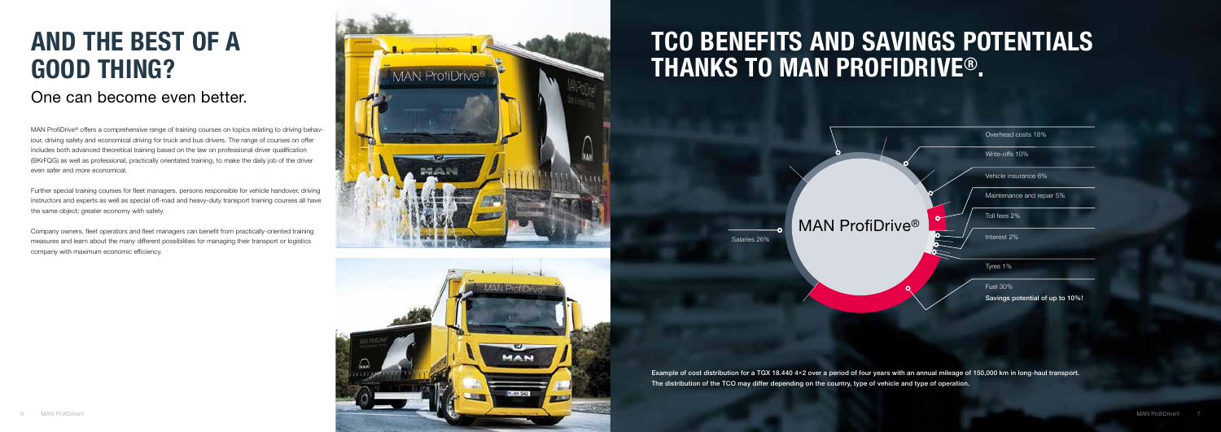# AND THE BEST OF A GOOD THING?

## One can become even better.

MAN ProfiDrive® offers a comprehensive range of training courses on topics relating to driving behaviour, driving safety and economical driving for truck and bus drivers. The range of courses on offer includes both advanced theoretical training based on the law on professional driver qualification (BKrFQG) as well as professional, practically orientated training, to make the daily job of the driver even safer and more economical.

Further special training courses for fleet managers, persons responsible for vehicle handover, driving instructors and experts as well as special off-road and heavy-duty transport training courses all have the same object: greater economy with safety.

Company owners, fleet operators and fleet managers can benefit from practically-oriented training measures and learn about the many different possibilities for managing their transport or logistics company with maximum economic efficiency.

# TCO BENEFITS AND SAVINGS POTENTIALS THANKS TO MAN PROFIDRIVE®.

MAN ProfiDrive®

- Salaries 26%
- Overhead costs 18%
- Write-offs 10%
- Vehicle insurance 6%
- Maintenance and repair 5%
- Toll fees 2%
- Interest 2%
- Tyres 1%
- Fuel 30%
  **Savings potential of up to 10%!**

**Example of cost distribution for a TGX 18.440 4×2 over a period of four years with an annual mileage of 150,000 km in long-haul transport. The distribution of the TCO may differ depending on the country, type of vehicle and type of operation.**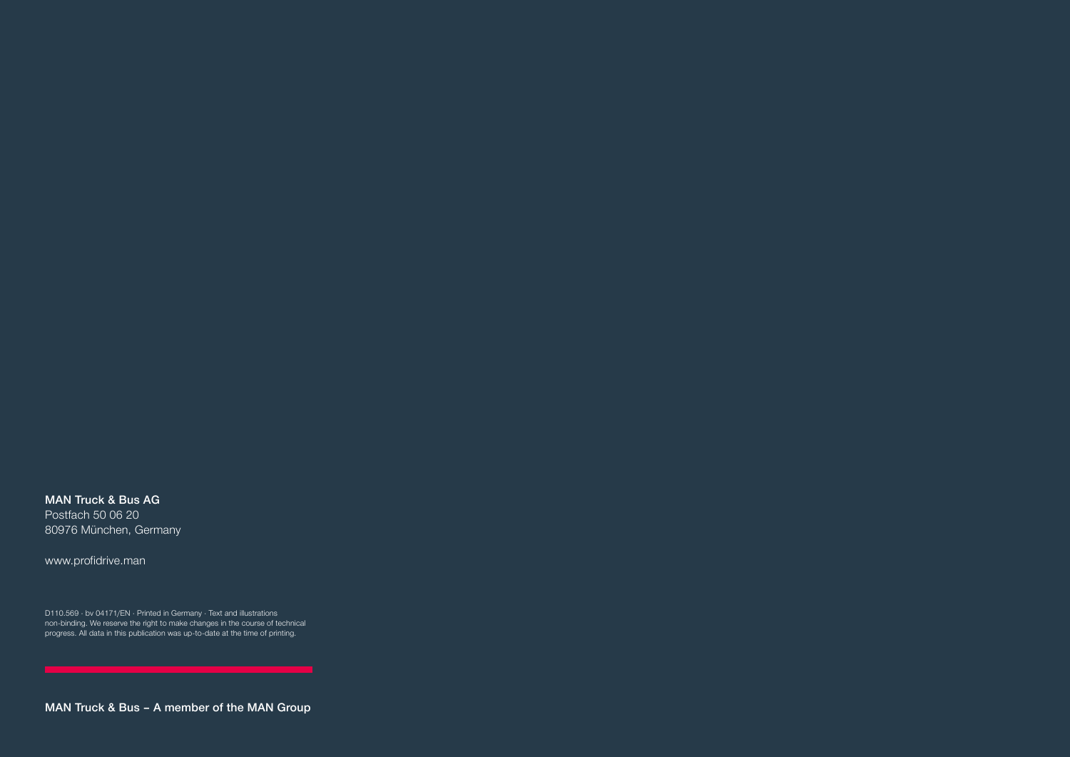**MAN Truck & Bus AG**
Postfach 50 06 20
80976 München, Germany

www.profidrive.man

D110.569 · bv 04171/EN · Printed in Germany · Text and illustrations non-binding. We reserve the right to make changes in the course of technical progress. All data in this publication was up-to-date at the time of printing.

**MAN Truck & Bus – A member of the MAN Group**